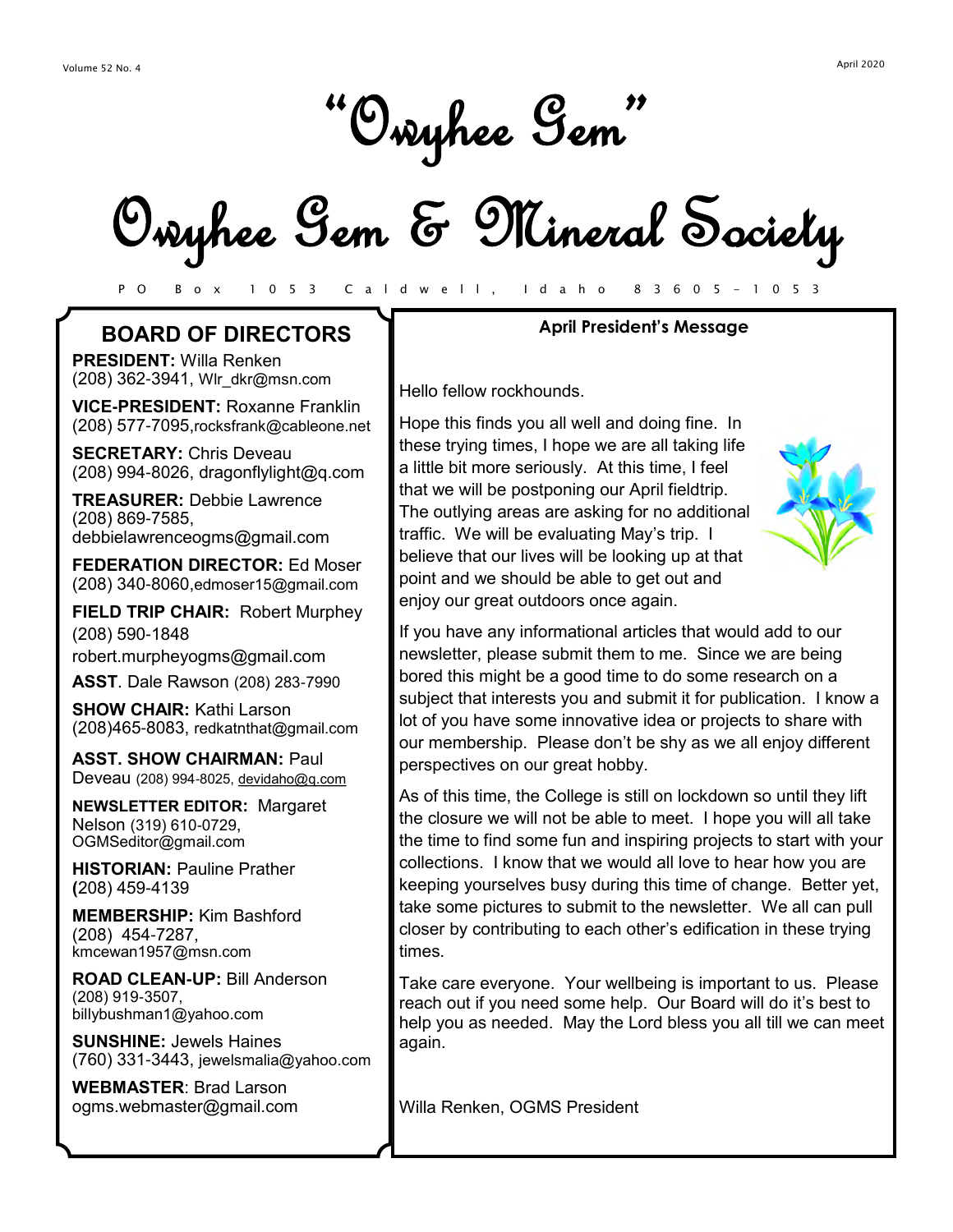# "Owyhee Gem"

# Owyhee Gem & Mineral Society

PO Box 1053 Caldwell, Idaho 83605-1053

## BOARD OF DIRECTORS

**PRESIDENT:** Willa Renken (208) 362-3941, Wlr_dkr@msn.com

**VICE-PRESIDENT:** Roxanne Franklin (208) 577-7095,rocksfrank@cableone.net

**SECRETARY:** Chris Deveau (208) 994-8026, dragonflylight@q.com

**TREASURER:** Debbie Lawrence (208) 869-7585, debbielawrenceogms@gmail.com

**FEDERATION DIRECTOR:** Ed Moser (208) 340-8060,edmoser15@gmail.com

**FIELD TRIP CHAIR:** Robert Murphey (208) 590-1848 robert.murpheyogms@gmail.com

**ASST**. Dale Rawson (208) 283-7990

**SHOW CHAIR:** Kathi Larson (208)465-8083, redkatnthat@gmail.com

**ASST. SHOW CHAIRMAN:** Paul Deveau (208) 994-8025, devidaho@q.com

**NEWSLETTER EDITOR:** Margaret Nelson (319) 610-0729, OGMSeditor@gmail.com

**HISTORIAN:** Pauline Prather (208) 459-4139

**MEMBERSHIP:** Kim Bashford (208) 454-7287, kmcewan1957@msn.com

**ROAD CLEAN-UP:** Bill Anderson (208) 919-3507, billybushman1@yahoo.com

**SUNSHINE:** Jewels Haines (760) 331-3443, jewelsmalia@yahoo.com

**WEBMASTER**: Brad Larson ogms.webmaster@gmail.com

### April President's Message

Hello fellow rockhounds.

Hope this finds you all well and doing fine. In these trying times, I hope we are all taking life a little bit more seriously. At this time, I feel that we will be postponing our April fieldtrip. The outlying areas are asking for no additional traffic. We will be evaluating May's trip. I believe that our lives will be looking up at that point and we should be able to get out and enjoy our great outdoors once again.

If you have any informational articles that would add to our newsletter, please submit them to me. Since we are being bored this might be a good time to do some research on a subject that interests you and submit it for publication. I know a lot of you have some innovative idea or projects to share with our membership. Please don't be shy as we all enjoy different perspectives on our great hobby.

As of this time, the College is still on lockdown so until they lift the closure we will not be able to meet. I hope you will all take the time to find some fun and inspiring projects to start with your collections. I know that we would all love to hear how you are keeping yourselves busy during this time of change. Better yet, take some pictures to submit to the newsletter. We all can pull closer by contributing to each other's edification in these trying times.

Take care everyone. Your wellbeing is important to us. Please reach out if you need some help. Our Board will do it's best to help you as needed. May the Lord bless you all till we can meet again.

Willa Renken, OGMS President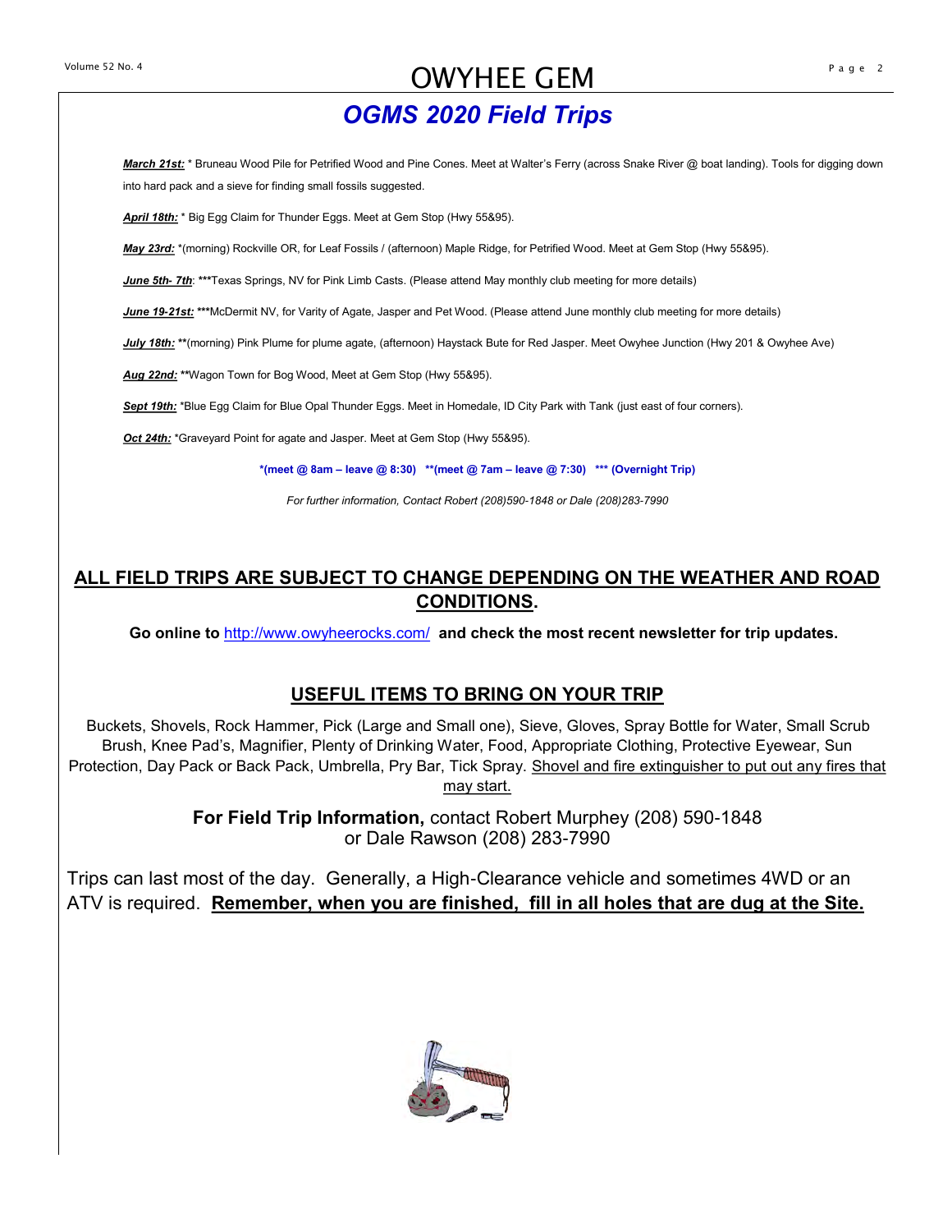# *OGMS 2020 Field Trips*

***March 21st:*** * Bruneau Wood Pile for Petrified Wood and Pine Cones. Meet at Walter's Ferry (across Snake River @ boat landing). Tools for digging down into hard pack and a sieve for finding small fossils suggested.

***April 18th:*** * Big Egg Claim for Thunder Eggs. Meet at Gem Stop (Hwy 55&95).

***May 23rd:*** *(morning) Rockville OR, for Leaf Fossils / (afternoon) Maple Ridge, for Petrified Wood. Meet at Gem Stop (Hwy 55&95).

***June 5th- 7th***: ***Texas Springs, NV for Pink Limb Casts. (Please attend May monthly club meeting for more details)

***June 19-21st:*** ***McDermit NV, for Varity of Agate, Jasper and Pet Wood. (Please attend June monthly club meeting for more details)

***July 18th:*** **(morning) Pink Plume for plume agate, (afternoon) Haystack Bute for Red Jasper. Meet Owyhee Junction (Hwy 201 & Owyhee Ave)

***Aug 22nd:*** **Wagon Town for Bog Wood, Meet at Gem Stop (Hwy 55&95).

***Sept 19th:*** *Blue Egg Claim for Blue Opal Thunder Eggs. Meet in Homedale, ID City Park with Tank (just east of four corners).

***Oct 24th:*** *Graveyard Point for agate and Jasper. Meet at Gem Stop (Hwy 55&95).

**\*(meet @ 8am – leave @ 8:30) \*\*(meet @ 7am – leave @ 7:30) \*\*\* (Overnight Trip)**

*For further information, Contact Robert (208)590-1848 or Dale (208)283-7990*

## ALL FIELD TRIPS ARE SUBJECT TO CHANGE DEPENDING ON THE WEATHER AND ROAD CONDITIONS.

**Go online to** http://www.owyheerocks.com/ **and check the most recent newsletter for trip updates.**

## USEFUL ITEMS TO BRING ON YOUR TRIP

Buckets, Shovels, Rock Hammer, Pick (Large and Small one), Sieve, Gloves, Spray Bottle for Water, Small Scrub Brush, Knee Pad's, Magnifier, Plenty of Drinking Water, Food, Appropriate Clothing, Protective Eyewear, Sun Protection, Day Pack or Back Pack, Umbrella, Pry Bar, Tick Spray. Shovel and fire extinguisher to put out any fires that may start.

**For Field Trip Information,** contact Robert Murphey (208) 590-1848 or Dale Rawson (208) 283-7990

Trips can last most of the day. Generally, a High-Clearance vehicle and sometimes 4WD or an ATV is required. **Remember, when you are finished, fill in all holes that are dug at the Site.**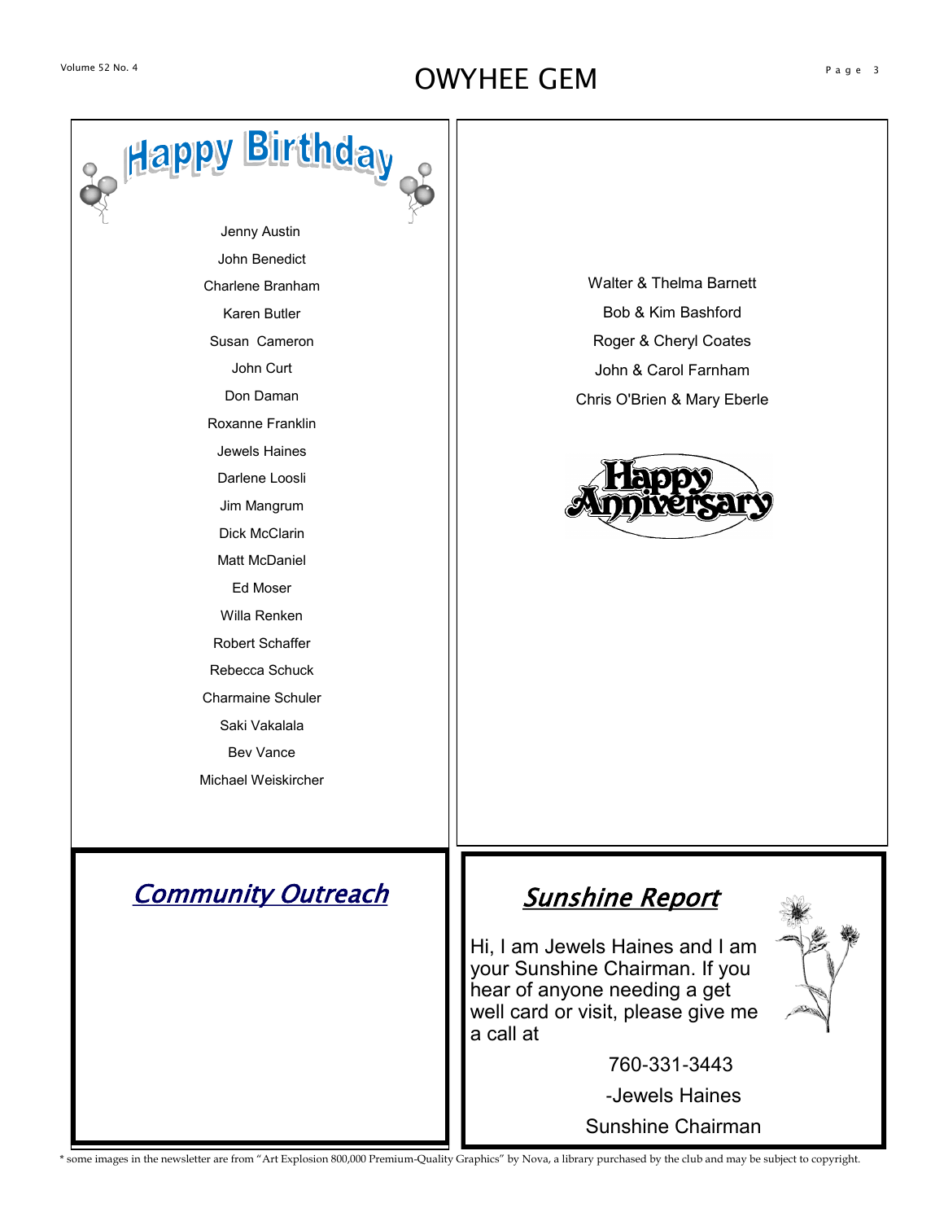## Happy Birthday

Jenny Austin

John Benedict

Charlene Branham

Karen Butler

Susan Cameron

John Curt

Don Daman

Roxanne Franklin

Jewels Haines

Darlene Loosli

Jim Mangrum

Dick McClarin

Matt McDaniel

Ed Moser

Willa Renken

Robert Schaffer

Rebecca Schuck

Charmaine Schuler

Saki Vakalala

Bev Vance

Michael Weiskircher

## Happy Anniversary

Walter & Thelma Barnett

Bob & Kim Bashford

Roger & Cheryl Coates

John & Carol Farnham

Chris O'Brien & Mary Eberle

## Community Outreach

## Sunshine Report

Hi, I am Jewels Haines and I am your Sunshine Chairman. If you hear of anyone needing a get well card or visit, please give me a call at

760-331-3443

-Jewels Haines

Sunshine Chairman

\* some images in the newsletter are from "Art Explosion 800,000 Premium-Quality Graphics" by Nova, a library purchased by the club and may be subject to copyright.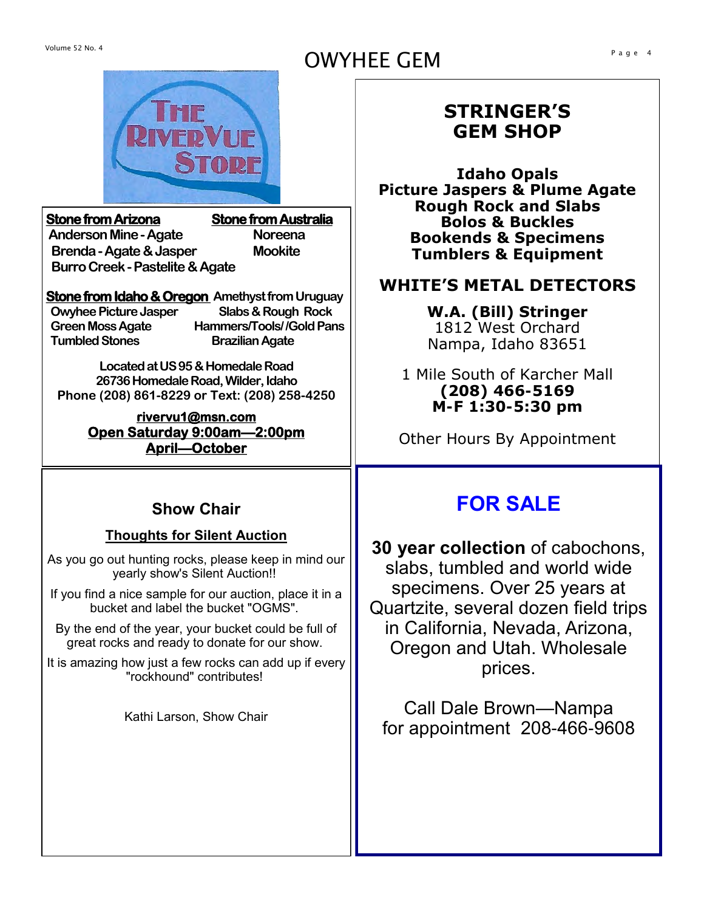## The RiverVue Store

**Stone from Arizona**
- Anderson Mine - Agate
- Brenda - Agate & Jasper
- Burro Creek - Pastelite & Agate

**Stone from Australia**
- Noreena
- Mookite

**Stone from Idaho & Oregon**
- Owyhee Picture Jasper
- Green Moss Agate
- Tumbled Stones

**Amethyst from Uruguay**
- Slabs & Rough Rock
- Hammers/Tools/ /Gold Pans
- Brazilian Agate

**Located at US 95 & Homedale Road**
**26736 Homedale Road, Wilder, Idaho**
**Phone (208) 861-8229 or Text: (208) 258-4250**

**rivervu1@msn.com**
**Open Saturday 9:00am—2:00pm**
**April—October**

## STRINGER'S GEM SHOP

**Idaho Opals**
**Picture Jaspers & Plume Agate**
**Rough Rock and Slabs**
**Bolos & Buckles**
**Bookends & Specimens**
**Tumblers & Equipment**

**WHITE'S METAL DETECTORS**

**W.A. (Bill) Stringer**
1812 West Orchard
Nampa, Idaho 83651

1 Mile South of Karcher Mall
**(208) 466-5169**
**M-F 1:30-5:30 pm**

Other Hours By Appointment

## Show Chair

**Thoughts for Silent Auction**

As you go out hunting rocks, please keep in mind our yearly show's Silent Auction!!

If you find a nice sample for our auction, place it in a bucket and label the bucket "OGMS".

By the end of the year, your bucket could be full of great rocks and ready to donate for our show.

It is amazing how just a few rocks can add up if every "rockhound" contributes!

Kathi Larson, Show Chair

## FOR SALE

**30 year collection** of cabochons, slabs, tumbled and world wide specimens. Over 25 years at Quartzite, several dozen field trips in California, Nevada, Arizona, Oregon and Utah. Wholesale prices.

Call Dale Brown—Nampa for appointment 208-466-9608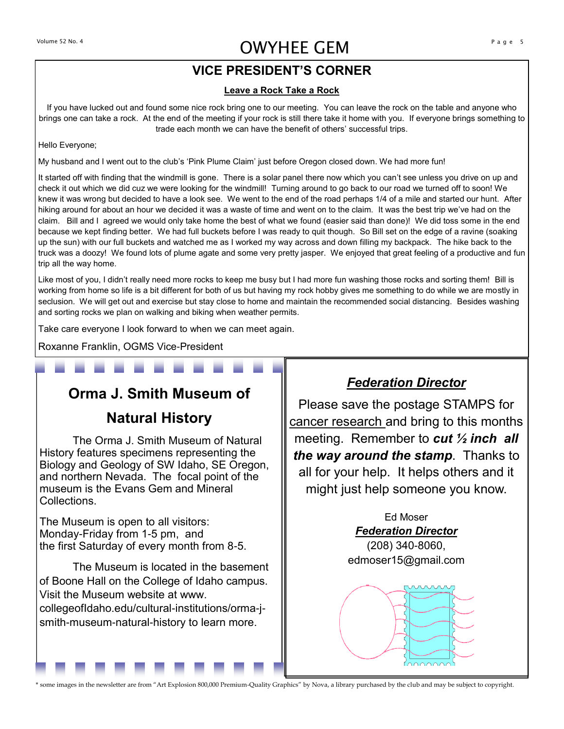## VICE PRESIDENT'S CORNER

**Leave a Rock Take a Rock**

If you have lucked out and found some nice rock bring one to our meeting. You can leave the rock on the table and anyone who brings one can take a rock. At the end of the meeting if your rock is still there take it home with you. If everyone brings something to trade each month we can have the benefit of others' successful trips.

Hello Everyone;

My husband and I went out to the club's 'Pink Plume Claim' just before Oregon closed down. We had more fun!

It started off with finding that the windmill is gone. There is a solar panel there now which you can't see unless you drive on up and check it out which we did cuz we were looking for the windmill! Turning around to go back to our road we turned off to soon! We knew it was wrong but decided to have a look see. We went to the end of the road perhaps 1/4 of a mile and started our hunt. After hiking around for about an hour we decided it was a waste of time and went on to the claim. It was the best trip we've had on the claim. Bill and I agreed we would only take home the best of what we found (easier said than done)! We did toss some in the end because we kept finding better. We had full buckets before I was ready to quit though. So Bill set on the edge of a ravine (soaking up the sun) with our full buckets and watched me as I worked my way across and down filling my backpack. The hike back to the truck was a doozy! We found lots of plume agate and some very pretty jasper. We enjoyed that great feeling of a productive and fun trip all the way home.

Like most of you, I didn't really need more rocks to keep me busy but I had more fun washing those rocks and sorting them! Bill is working from home so life is a bit different for both of us but having my rock hobby gives me something to do while we are mostly in seclusion. We will get out and exercise but stay close to home and maintain the recommended social distancing. Besides washing and sorting rocks we plan on walking and biking when weather permits.

Take care everyone I look forward to when we can meet again.

Roxanne Franklin, OGMS Vice-President

## Orma J. Smith Museum of Natural History

The Orma J. Smith Museum of Natural History features specimens representing the Biology and Geology of SW Idaho, SE Oregon, and northern Nevada. The focal point of the museum is the Evans Gem and Mineral Collections.

The Museum is open to all visitors:
Monday-Friday from 1-5 pm, and
the first Saturday of every month from 8-5.

The Museum is located in the basement of Boone Hall on the College of Idaho campus. Visit the Museum website at www.collegeofIdaho.edu/cultural-institutions/orma-j-smith-museum-natural-history to learn more.

## ***Federation Director***

Please save the postage STAMPS for cancer research and bring to this months meeting. Remember to ***cut ½ inch all the way around the stamp***. Thanks to all for your help. It helps others and it might just help someone you know.

Ed Moser
***Federation Director***
(208) 340-8060,
edmoser15@gmail.com

\* some images in the newsletter are from "Art Explosion 800,000 Premium-Quality Graphics" by Nova, a library purchased by the club and may be subject to copyright.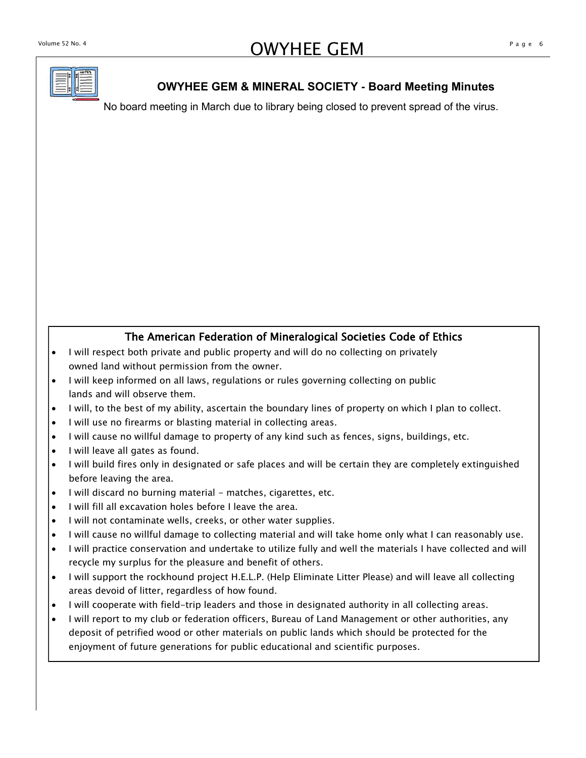## OWYHEE GEM & MINERAL SOCIETY - Board Meeting Minutes

No board meeting in March due to library being closed to prevent spread of the virus.

### The American Federation of Mineralogical Societies Code of Ethics

- I will respect both private and public property and will do no collecting on privately owned land without permission from the owner.
- I will keep informed on all laws, regulations or rules governing collecting on public lands and will observe them.
- I will, to the best of my ability, ascertain the boundary lines of property on which I plan to collect.
- I will use no firearms or blasting material in collecting areas.
- I will cause no willful damage to property of any kind such as fences, signs, buildings, etc.
- I will leave all gates as found.
- I will build fires only in designated or safe places and will be certain they are completely extinguished before leaving the area.
- I will discard no burning material - matches, cigarettes, etc.
- I will fill all excavation holes before I leave the area.
- I will not contaminate wells, creeks, or other water supplies.
- I will cause no willful damage to collecting material and will take home only what I can reasonably use.
- I will practice conservation and undertake to utilize fully and well the materials I have collected and will recycle my surplus for the pleasure and benefit of others.
- I will support the rockhound project H.E.L.P. (Help Eliminate Litter Please) and will leave all collecting areas devoid of litter, regardless of how found.
- I will cooperate with field-trip leaders and those in designated authority in all collecting areas.
- I will report to my club or federation officers, Bureau of Land Management or other authorities, any deposit of petrified wood or other materials on public lands which should be protected for the enjoyment of future generations for public educational and scientific purposes.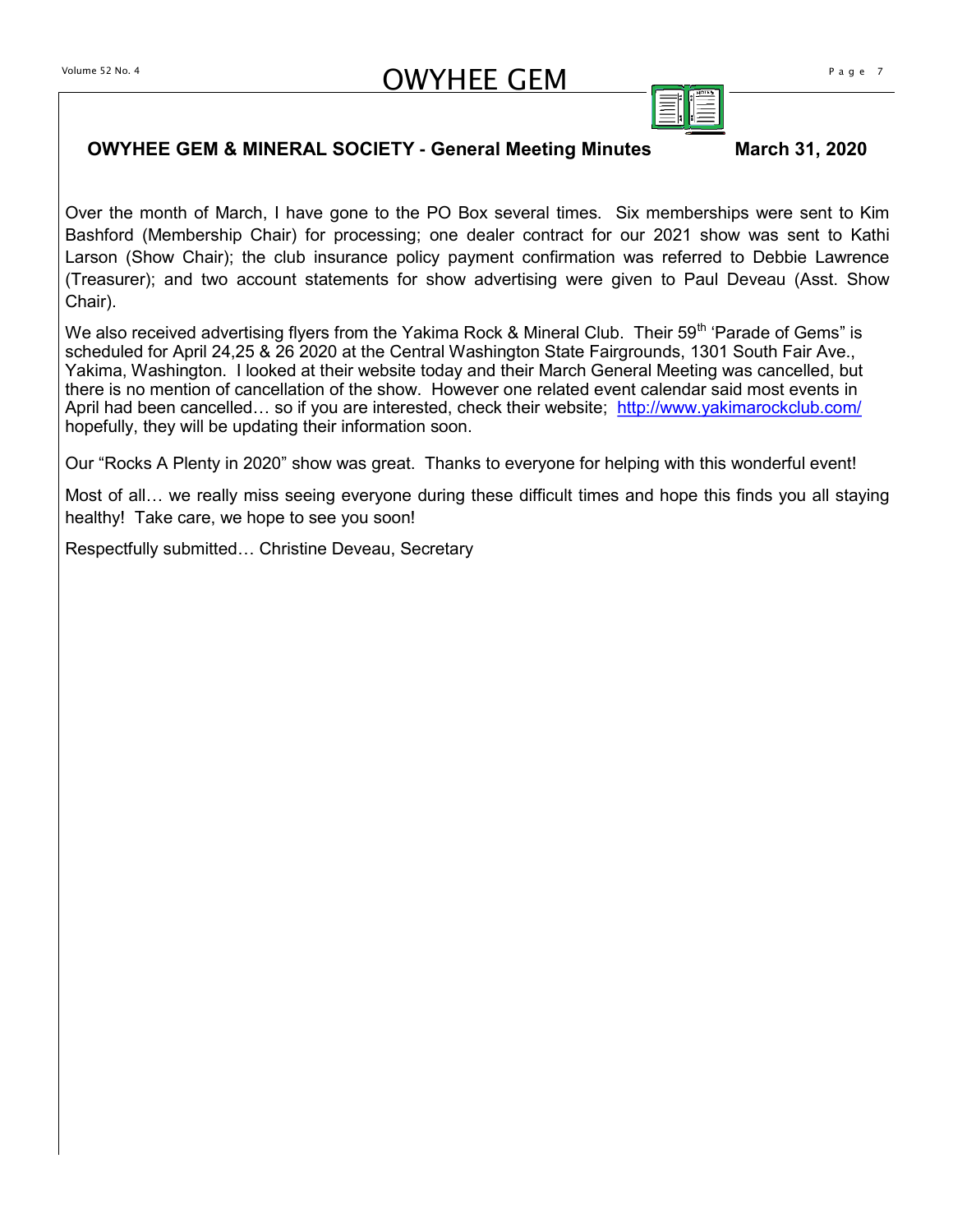## OWYHEE GEM & MINERAL SOCIETY - General Meeting Minutes March 31, 2020

Over the month of March, I have gone to the PO Box several times. Six memberships were sent to Kim Bashford (Membership Chair) for processing; one dealer contract for our 2021 show was sent to Kathi Larson (Show Chair); the club insurance policy payment confirmation was referred to Debbie Lawrence (Treasurer); and two account statements for show advertising were given to Paul Deveau (Asst. Show Chair).

We also received advertising flyers from the Yakima Rock & Mineral Club. Their 59th 'Parade of Gems" is scheduled for April 24,25 & 26 2020 at the Central Washington State Fairgrounds, 1301 South Fair Ave., Yakima, Washington. I looked at their website today and their March General Meeting was cancelled, but there is no mention of cancellation of the show. However one related event calendar said most events in April had been cancelled… so if you are interested, check their website; http://www.yakimarockclub.com/ hopefully, they will be updating their information soon.

Our "Rocks A Plenty in 2020" show was great. Thanks to everyone for helping with this wonderful event!

Most of all… we really miss seeing everyone during these difficult times and hope this finds you all staying healthy! Take care, we hope to see you soon!

Respectfully submitted… Christine Deveau, Secretary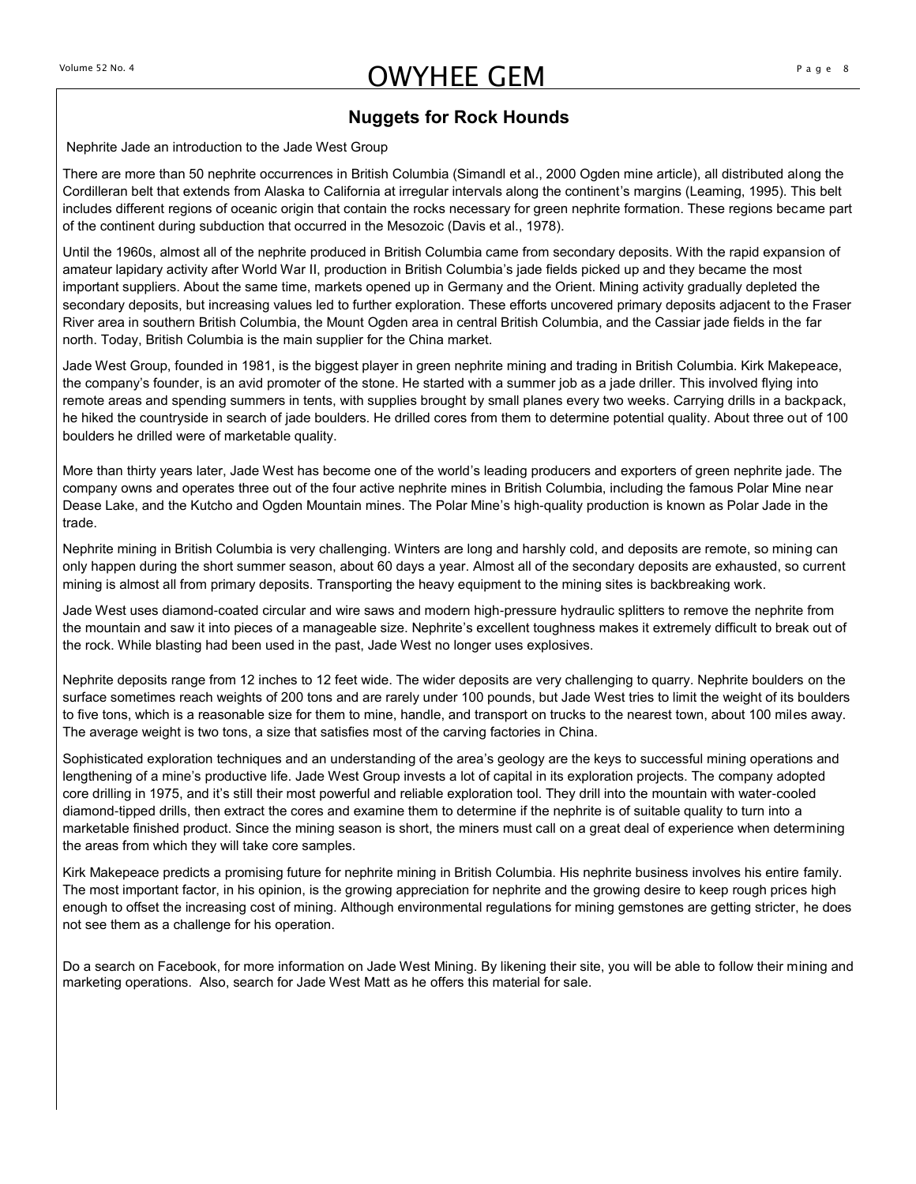## Nuggets for Rock Hounds

Nephrite Jade an introduction to the Jade West Group

There are more than 50 nephrite occurrences in British Columbia (Simandl et al., 2000 Ogden mine article), all distributed along the Cordilleran belt that extends from Alaska to California at irregular intervals along the continent's margins (Leaming, 1995). This belt includes different regions of oceanic origin that contain the rocks necessary for green nephrite formation. These regions became part of the continent during subduction that occurred in the Mesozoic (Davis et al., 1978).

Until the 1960s, almost all of the nephrite produced in British Columbia came from secondary deposits. With the rapid expansion of amateur lapidary activity after World War II, production in British Columbia's jade fields picked up and they became the most important suppliers. About the same time, markets opened up in Germany and the Orient. Mining activity gradually depleted the secondary deposits, but increasing values led to further exploration. These efforts uncovered primary deposits adjacent to the Fraser River area in southern British Columbia, the Mount Ogden area in central British Columbia, and the Cassiar jade fields in the far north. Today, British Columbia is the main supplier for the China market.

Jade West Group, founded in 1981, is the biggest player in green nephrite mining and trading in British Columbia. Kirk Makepeace, the company's founder, is an avid promoter of the stone. He started with a summer job as a jade driller. This involved flying into remote areas and spending summers in tents, with supplies brought by small planes every two weeks. Carrying drills in a backpack, he hiked the countryside in search of jade boulders. He drilled cores from them to determine potential quality. About three out of 100 boulders he drilled were of marketable quality.

More than thirty years later, Jade West has become one of the world's leading producers and exporters of green nephrite jade. The company owns and operates three out of the four active nephrite mines in British Columbia, including the famous Polar Mine near Dease Lake, and the Kutcho and Ogden Mountain mines. The Polar Mine's high-quality production is known as Polar Jade in the trade.

Nephrite mining in British Columbia is very challenging. Winters are long and harshly cold, and deposits are remote, so mining can only happen during the short summer season, about 60 days a year. Almost all of the secondary deposits are exhausted, so current mining is almost all from primary deposits. Transporting the heavy equipment to the mining sites is backbreaking work.

Jade West uses diamond-coated circular and wire saws and modern high-pressure hydraulic splitters to remove the nephrite from the mountain and saw it into pieces of a manageable size. Nephrite's excellent toughness makes it extremely difficult to break out of the rock. While blasting had been used in the past, Jade West no longer uses explosives.

Nephrite deposits range from 12 inches to 12 feet wide. The wider deposits are very challenging to quarry. Nephrite boulders on the surface sometimes reach weights of 200 tons and are rarely under 100 pounds, but Jade West tries to limit the weight of its boulders to five tons, which is a reasonable size for them to mine, handle, and transport on trucks to the nearest town, about 100 miles away. The average weight is two tons, a size that satisfies most of the carving factories in China.

Sophisticated exploration techniques and an understanding of the area's geology are the keys to successful mining operations and lengthening of a mine's productive life. Jade West Group invests a lot of capital in its exploration projects. The company adopted core drilling in 1975, and it's still their most powerful and reliable exploration tool. They drill into the mountain with water-cooled diamond-tipped drills, then extract the cores and examine them to determine if the nephrite is of suitable quality to turn into a marketable finished product. Since the mining season is short, the miners must call on a great deal of experience when determining the areas from which they will take core samples.

Kirk Makepeace predicts a promising future for nephrite mining in British Columbia. His nephrite business involves his entire family. The most important factor, in his opinion, is the growing appreciation for nephrite and the growing desire to keep rough prices high enough to offset the increasing cost of mining. Although environmental regulations for mining gemstones are getting stricter, he does not see them as a challenge for his operation.

Do a search on Facebook, for more information on Jade West Mining. By likening their site, you will be able to follow their mining and marketing operations. Also, search for Jade West Matt as he offers this material for sale.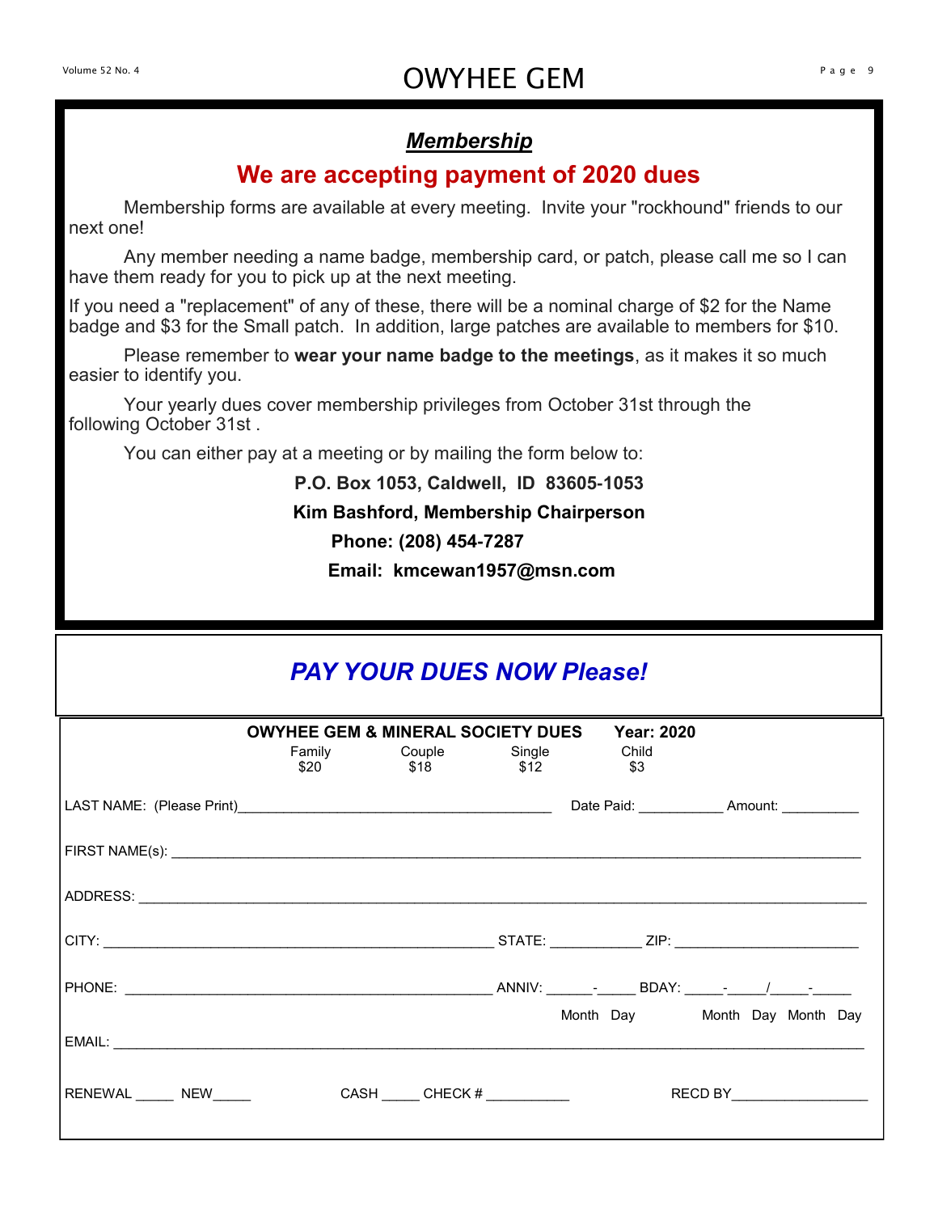## *Membership*

## We are accepting payment of 2020 dues

Membership forms are available at every meeting. Invite your "rockhound" friends to our next one!

Any member needing a name badge, membership card, or patch, please call me so I can have them ready for you to pick up at the next meeting.

If you need a "replacement" of any of these, there will be a nominal charge of $2 for the Name badge and $3 for the Small patch. In addition, large patches are available to members for $10.

Please remember to **wear your name badge to the meetings**, as it makes it so much easier to identify you.

Your yearly dues cover membership privileges from October 31st through the following October 31st .

You can either pay at a meeting or by mailing the form below to:

**P.O. Box 1053, Caldwell, ID 83605-1053**

**Kim Bashford, Membership Chairperson**

**Phone: (208) 454-7287**

**Email: kmcewan1957@msn.com**

## *PAY YOUR DUES NOW Please!*

**OWYHEE GEM & MINERAL SOCIETY DUES Year: 2020**

| Family | Couple | Single | Child |
|---|---|---|---|
| $20 | $18 | $12 | $3 |

LAST NAME: (Please Print)________________________________________ Date Paid: ___________ Amount: __________

FIRST NAME(s): ________________________________________________________________________________

ADDRESS: ____________________________________________________________________________________

CITY: ___________________________________________________ STATE: ____________ ZIP: ________________________

PHONE: _______________________________________________ ANNIV: ______-_____ BDAY: _____-_____/_____-_____

Month Day Month Day Month Day

EMAIL: ______________________________________________________________________________________

RENEWAL _____ NEW_____ CASH _____ CHECK # ___________ RECD BY__________________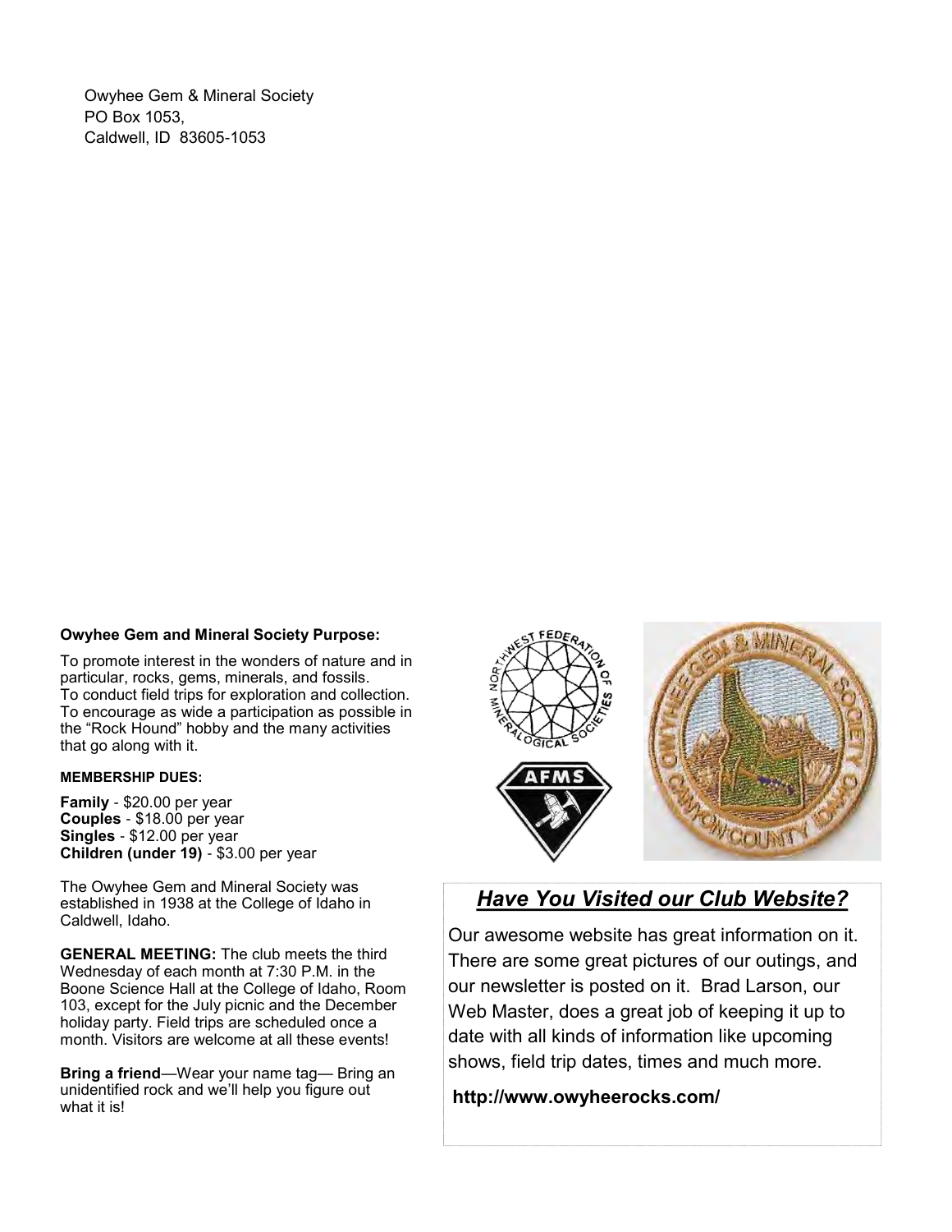Owyhee Gem & Mineral Society
PO Box 1053,
Caldwell, ID 83605-1053

**Owyhee Gem and Mineral Society Purpose:**

To promote interest in the wonders of nature and in particular, rocks, gems, minerals, and fossils.
To conduct field trips for exploration and collection.
To encourage as wide a participation as possible in the "Rock Hound" hobby and the many activities that go along with it.

**MEMBERSHIP DUES:**

**Family** - $20.00 per year
**Couples** - $18.00 per year
**Singles** - $12.00 per year
**Children (under 19)** - $3.00 per year

The Owyhee Gem and Mineral Society was established in 1938 at the College of Idaho in Caldwell, Idaho.

**GENERAL MEETING:** The club meets the third Wednesday of each month at 7:30 P.M. in the Boone Science Hall at the College of Idaho, Room 103, except for the July picnic and the December holiday party. Field trips are scheduled once a month. Visitors are welcome at all these events!

**Bring a friend**—Wear your name tag— Bring an unidentified rock and we'll help you figure out what it is!

## ***Have You Visited our Club Website?***

Our awesome website has great information on it. There are some great pictures of our outings, and our newsletter is posted on it. Brad Larson, our Web Master, does a great job of keeping it up to date with all kinds of information like upcoming shows, field trip dates, times and much more.

**http://www.owyheerocks.com/**